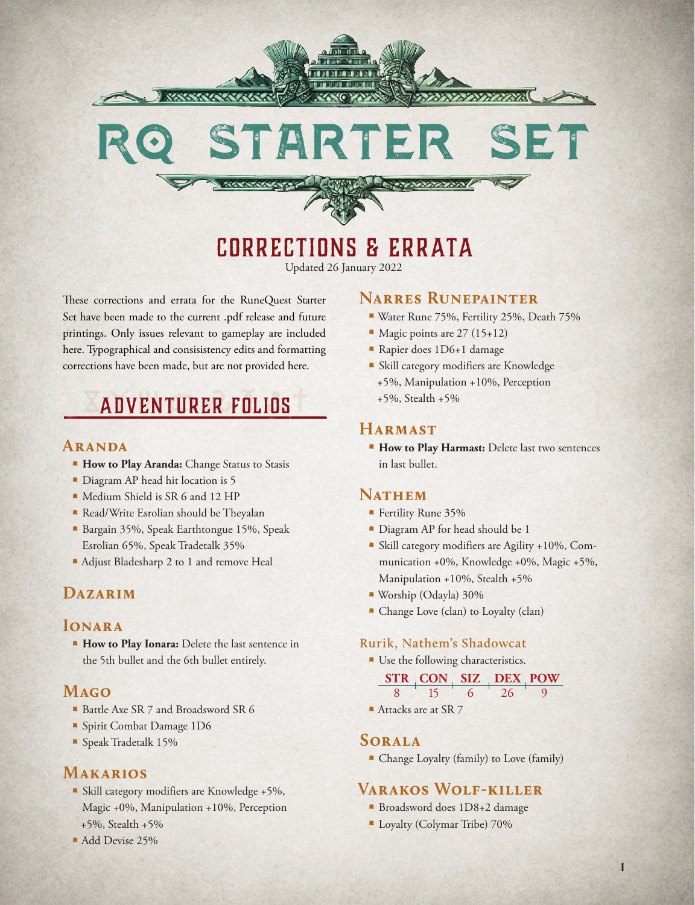# RQ STARTER SET

## CORRECTIONS & ERRATA

Updated 26 January 2022

These corrections and errata for the RuneQuest Starter Set have been made to the current .pdf release and future printings. Only issues relevant to gameplay are included here. Typographical and consisistency edits and formatting corrections have been made, but are not provided here.

## ADVENTURER FOLIOS

### Aranda

- **How to Play Aranda:** Change Status to Stasis
- Diagram AP head hit location is 5
- Medium Shield is SR 6 and 12 HP
- Read/Write Esrolian should be Theyalan
- Bargain 35%, Speak Earthtongue 15%, Speak Esrolian 65%, Speak Tradetalk 35%
- Adjust Bladesharp 2 to 1 and remove Heal

### Dazarim

### Ionara

- **How to Play Ionara:** Delete the last sentence in the 5th bullet and the 6th bullet entirely.

### Mago

- Battle Axe SR 7 and Broadsword SR 6
- Spirit Combat Damage 1D6
- Speak Tradetalk 15%

### Makarios

- Skill category modifiers are Knowledge +5%, Magic +0%, Manipulation +10%, Perception +5%, Stealth +5%
- Add Devise 25%

### Narres Runepainter

- Water Rune 75%, Fertility 25%, Death 75%
- Magic points are 27 (15+12)
- Rapier does 1D6+1 damage
- Skill category modifiers are Knowledge +5%, Manipulation +10%, Perception +5%, Stealth +5%

### Harmast

- **How to Play Harmast:** Delete last two sentences in last bullet.

### Nathem

- Fertility Rune 35%
- Diagram AP for head should be 1
- Skill category modifiers are Agility +10%, Communication +0%, Knowledge +0%, Magic +5%, Manipulation +10%, Stealth +5%
- Worship (Odayla) 30%
- Change Love (clan) to Loyalty (clan)

#### Rurik, Nathem's Shadowcat

- Use the following characteristics.

| STR | CON | SIZ | DEX | POW |
|---|---|---|---|---|
| 8 | 15 | 6 | 26 | 9 |

- Attacks are at SR 7

### Sorala

- Change Loyalty (family) to Love (family)

### Varakos Wolf-killer

- Broadsword does 1D8+2 damage
- Loyalty (Colymar Tribe) 70%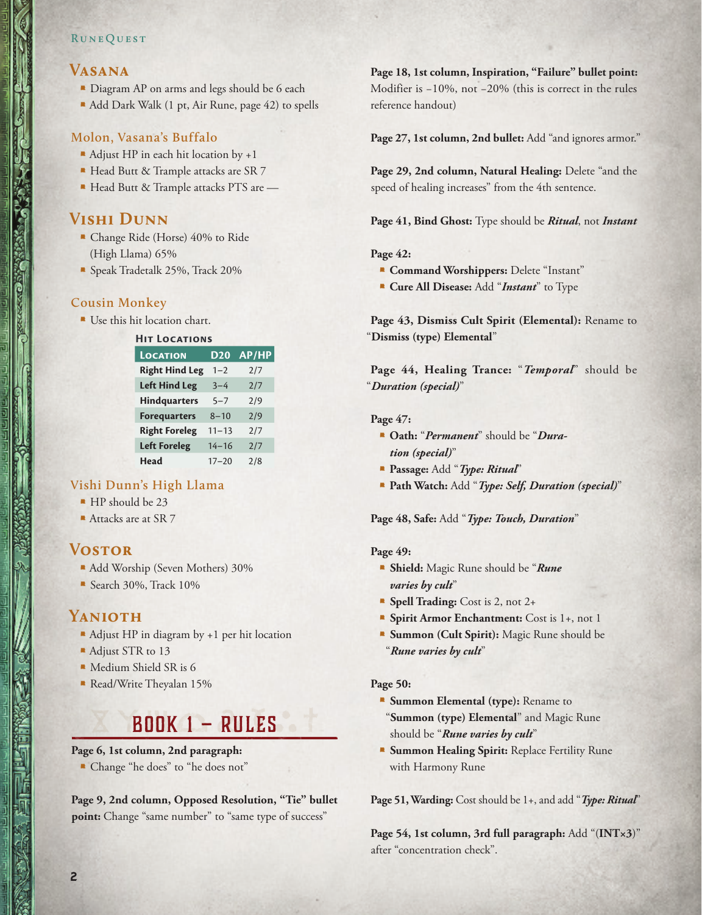## Vasana

- Diagram AP on arms and legs should be 6 each
- Add Dark Walk (1 pt, Air Rune, page 42) to spells

### Molon, Vasana's Buffalo

- Adjust HP in each hit location by +1
- Head Butt & Trample attacks are SR 7
- Head Butt & Trample attacks PTS are —

## Vishi Dunn

- Change Ride (Horse) 40% to Ride (High Llama) 65%
- Speak Tradetalk 25%, Track 20%

### Cousin Monkey

- Use this hit location chart.

**Hit Locations**

| Location | D20 | AP/HP |
|---|---|---|
| Right Hind Leg | 1–2 | 2/7 |
| Left Hind Leg | 3–4 | 2/7 |
| Hindquarters | 5–7 | 2/9 |
| Forequarters | 8–10 | 2/9 |
| Right Foreleg | 11–13 | 2/7 |
| Left Foreleg | 14–16 | 2/7 |
| Head | 17–20 | 2/8 |

### Vishi Dunn's High Llama

- HP should be 23
- Attacks are at SR 7

## Vostor

- Add Worship (Seven Mothers) 30%
- Search 30%, Track 10%

## Yanioth

- Adjust HP in diagram by +1 per hit location
- Adjust STR to 13
- Medium Shield SR is 6
- Read/Write Theyalan 15%

# Book 1 – Rules

**Page 6, 1st column, 2nd paragraph:**

- Change "he does" to "he does not"

**Page 9, 2nd column, Opposed Resolution, "Tie" bullet point:** Change "same number" to "same type of success"

**Page 18, 1st column, Inspiration, "Failure" bullet point:** Modifier is –10%, not –20% (this is correct in the rules reference handout)

**Page 27, 1st column, 2nd bullet:** Add "and ignores armor."

**Page 29, 2nd column, Natural Healing:** Delete "and the speed of healing increases" from the 4th sentence.

**Page 41, Bind Ghost:** Type should be ***Ritual***, not ***Instant***

**Page 42:**

- **Command Worshippers:** Delete "Instant"
- **Cure All Disease:** Add "***Instant***" to Type

**Page 43, Dismiss Cult Spirit (Elemental):** Rename to "**Dismiss (type) Elemental**"

**Page 44, Healing Trance:** "***Temporal***" should be "***Duration (special)***"

**Page 47:**

- **Oath:** "***Permanent***" should be "***Duration (special)***"
- **Passage:** Add "***Type: Ritual***"
- **Path Watch:** Add "***Type: Self, Duration (special)***"

**Page 48, Safe:** Add "***Type: Touch, Duration***"

**Page 49:**

- **Shield:** Magic Rune should be "***Rune varies by cult***"
- **Spell Trading:** Cost is 2, not 2+
- **Spirit Armor Enchantment:** Cost is 1+, not 1
- **Summon (Cult Spirit):** Magic Rune should be "***Rune varies by cult***"

**Page 50:**

- **Summon Elemental (type):** Rename to "**Summon (type) Elemental**" and Magic Rune should be "***Rune varies by cult***"
- **Summon Healing Spirit:** Replace Fertility Rune with Harmony Rune

**Page 51, Warding:** Cost should be 1+, and add "***Type: Ritual***"

**Page 54, 1st column, 3rd full paragraph:** Add "(**INT×3**)" after "concentration check".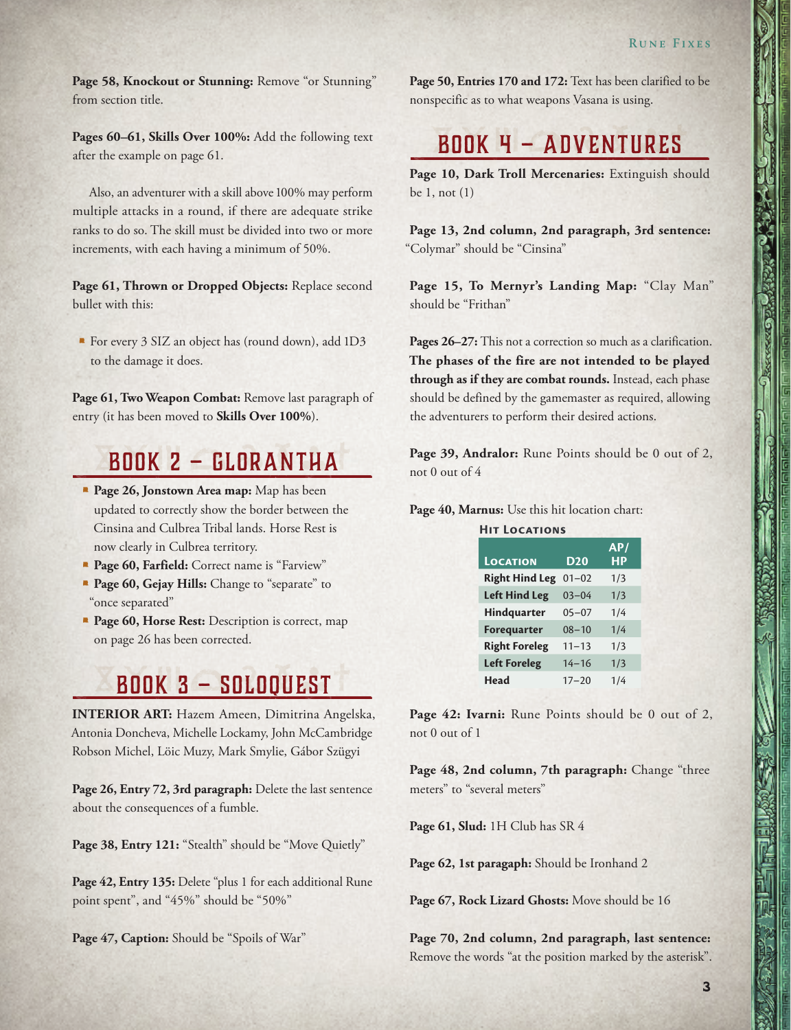**Page 58, Knockout or Stunning:** Remove "or Stunning" from section title.

**Pages 60–61, Skills Over 100%:** Add the following text after the example on page 61.

Also, an adventurer with a skill above 100% may perform multiple attacks in a round, if there are adequate strike ranks to do so. The skill must be divided into two or more increments, with each having a minimum of 50%.

**Page 61, Thrown or Dropped Objects:** Replace second bullet with this:

- For every 3 SIZ an object has (round down), add 1D3 to the damage it does.

**Page 61, Two Weapon Combat:** Remove last paragraph of entry (it has been moved to **Skills Over 100%**).

## Book 2 – Glorantha

- **Page 26, Jonstown Area map:** Map has been updated to correctly show the border between the Cinsina and Culbrea Tribal lands. Horse Rest is now clearly in Culbrea territory.
- **Page 60, Farfield:** Correct name is "Farview"
- **Page 60, Gejay Hills:** Change to "separate" to "once separated"
- **Page 60, Horse Rest:** Description is correct, map on page 26 has been corrected.

## Book 3 – Soloquest

**INTERIOR ART:** Hazem Ameen, Dimitrina Angelska, Antonia Doncheva, Michelle Lockamy, John McCambridge Robson Michel, Löic Muzy, Mark Smylie, Gábor Szügyi

**Page 26, Entry 72, 3rd paragraph:** Delete the last sentence about the consequences of a fumble.

**Page 38, Entry 121:** "Stealth" should be "Move Quietly"

**Page 42, Entry 135:** Delete "plus 1 for each additional Rune point spent", and "45%" should be "50%"

**Page 47, Caption:** Should be "Spoils of War"

**Page 50, Entries 170 and 172:** Text has been clarified to be nonspecific as to what weapons Vasana is using.

## Book 4 – Adventures

**Page 10, Dark Troll Mercenaries:** Extinguish should be 1, not (1)

**Page 13, 2nd column, 2nd paragraph, 3rd sentence:** "Colymar" should be "Cinsina"

**Page 15, To Mernyr's Landing Map:** "Clay Man" should be "Frithan"

**Pages 26–27:** This not a correction so much as a clarification. **The phases of the fire are not intended to be played through as if they are combat rounds.** Instead, each phase should be defined by the gamemaster as required, allowing the adventurers to perform their desired actions.

**Page 39, Andralor:** Rune Points should be 0 out of 2, not 0 out of 4

**Page 40, Marnus:** Use this hit location chart:

**Hit Locations**

| Location | D20 | AP/ HP |
|---|---|---|
| Right Hind Leg | 01–02 | 1/3 |
| Left Hind Leg | 03–04 | 1/3 |
| Hindquarter | 05–07 | 1/4 |
| Forequarter | 08–10 | 1/4 |
| Right Foreleg | 11–13 | 1/3 |
| Left Foreleg | 14–16 | 1/3 |
| Head | 17–20 | 1/4 |

**Page 42: Ivarni:** Rune Points should be 0 out of 2, not 0 out of 1

**Page 48, 2nd column, 7th paragraph:** Change "three meters" to "several meters"

**Page 61, Slud:** 1H Club has SR 4

**Page 62, 1st paragaph:** Should be Ironhand 2

**Page 67, Rock Lizard Ghosts:** Move should be 16

**Page 70, 2nd column, 2nd paragraph, last sentence:** Remove the words "at the position marked by the asterisk".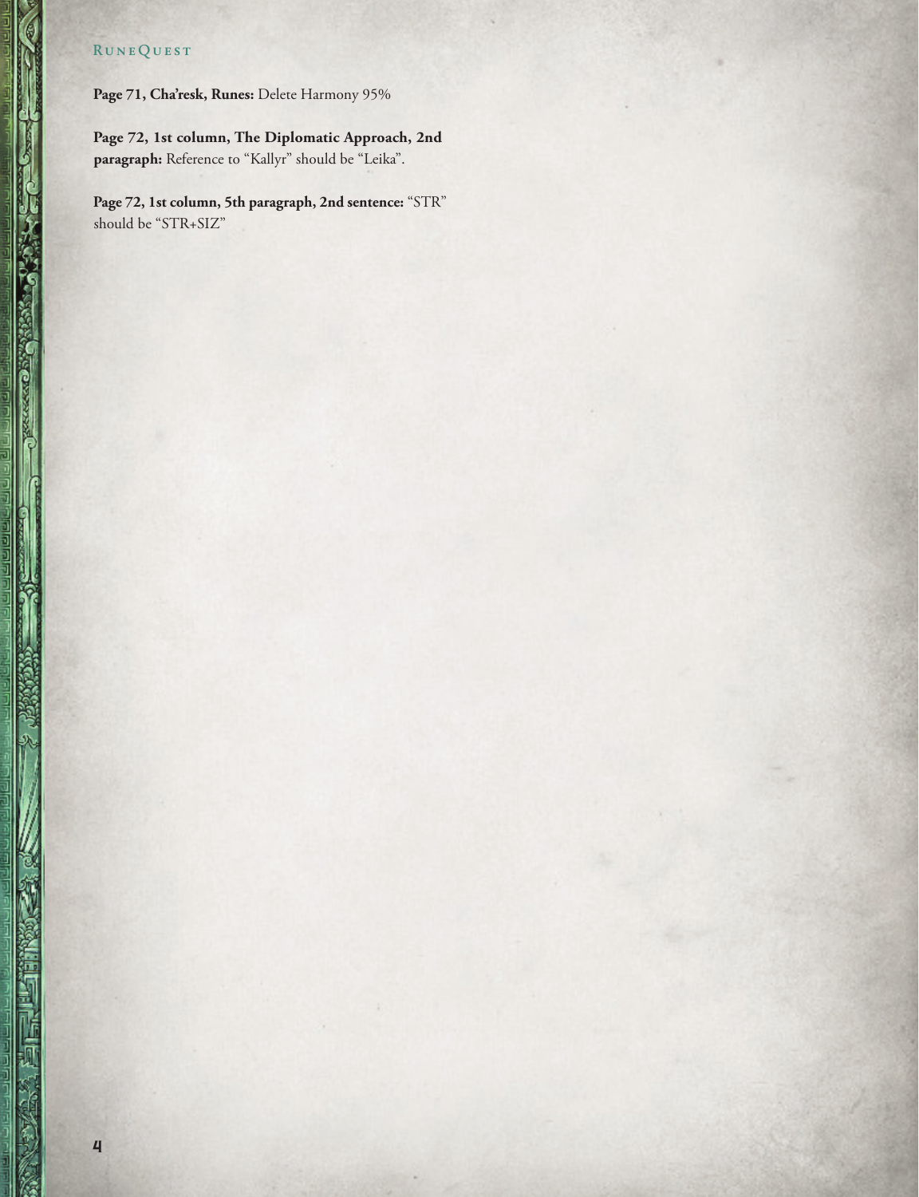**Page 71, Cha'resk, Runes:** Delete Harmony 95%

**Page 72, 1st column, The Diplomatic Approach, 2nd paragraph:** Reference to "Kallyr" should be "Leika".

**Page 72, 1st column, 5th paragraph, 2nd sentence:** "STR" should be "STR+SIZ"